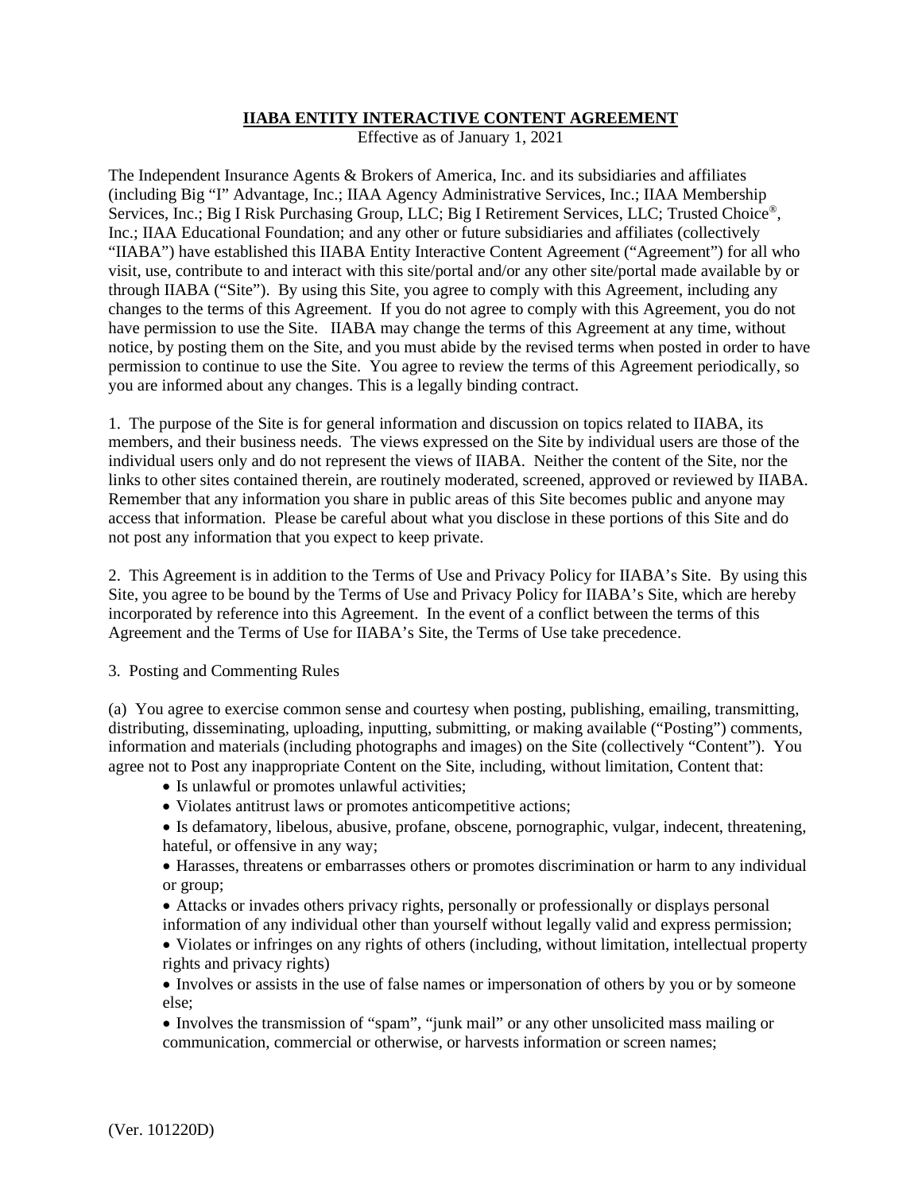# IIABA ENTITY INTERACTIVE CONTENT AGREEMENT

Effective as of January 1, 2021

The Independent Insurance Agents & Brokers of America, Inc. and its subsidiaries and affiliates (including Big "I" Advantage, Inc.; IIAA Agency Administrative Services, Inc.; IIAA Membership Services, Inc.; Big I Risk Purchasing Group, LLC; Big I Retirement Services, LLC; Trusted Choice®, Inc.; IIAA Educational Foundation; and any other or future subsidiaries and affiliates (collectively "IIABA") have established this IIABA Entity Interactive Content Agreement ("Agreement") for all who visit, use, contribute to and interact with this site/portal and/or any other site/portal made available by or through IIABA ("Site"). By using this Site, you agree to comply with this Agreement, including any changes to the terms of this Agreement. If you do not agree to comply with this Agreement, you do not have permission to use the Site. IIABA may change the terms of this Agreement at any time, without notice, by posting them on the Site, and you must abide by the revised terms when posted in order to have permission to continue to use the Site. You agree to review the terms of this Agreement periodically, so you are informed about any changes. This is a legally binding contract.

1. The purpose of the Site is for general information and discussion on topics related to IIABA, its members, and their business needs. The views expressed on the Site by individual users are those of the individual users only and do not represent the views of IIABA. Neither the content of the Site, nor the links to other sites contained therein, are routinely moderated, screened, approved or reviewed by IIABA. Remember that any information you share in public areas of this Site becomes public and anyone may access that information. Please be careful about what you disclose in these portions of this Site and do not post any information that you expect to keep private.

2. This Agreement is in addition to the Terms of Use and Privacy Policy for IIABA's Site. By using this Site, you agree to be bound by the Terms of Use and Privacy Policy for IIABA's Site, which are hereby incorporated by reference into this Agreement. In the event of a conflict between the terms of this Agreement and the Terms of Use for IIABA's Site, the Terms of Use take precedence.

3. Posting and Commenting Rules

(a) You agree to exercise common sense and courtesy when posting, publishing, emailing, transmitting, distributing, disseminating, uploading, inputting, submitting, or making available ("Posting") comments, information and materials (including photographs and images) on the Site (collectively "Content"). You agree not to Post any inappropriate Content on the Site, including, without limitation, Content that:

- Is unlawful or promotes unlawful activities;
- Violates antitrust laws or promotes anticompetitive actions;
- Is defamatory, libelous, abusive, profane, obscene, pornographic, vulgar, indecent, threatening, hateful, or offensive in any way;
- Harasses, threatens or embarrasses others or promotes discrimination or harm to any individual or group;
- Attacks or invades others privacy rights, personally or professionally or displays personal information of any individual other than yourself without legally valid and express permission;
- Violates or infringes on any rights of others (including, without limitation, intellectual property rights and privacy rights)
- Involves or assists in the use of false names or impersonation of others by you or by someone else;
- Involves the transmission of "spam", "junk mail" or any other unsolicited mass mailing or communication, commercial or otherwise, or harvests information or screen names;

(Ver. 101220D)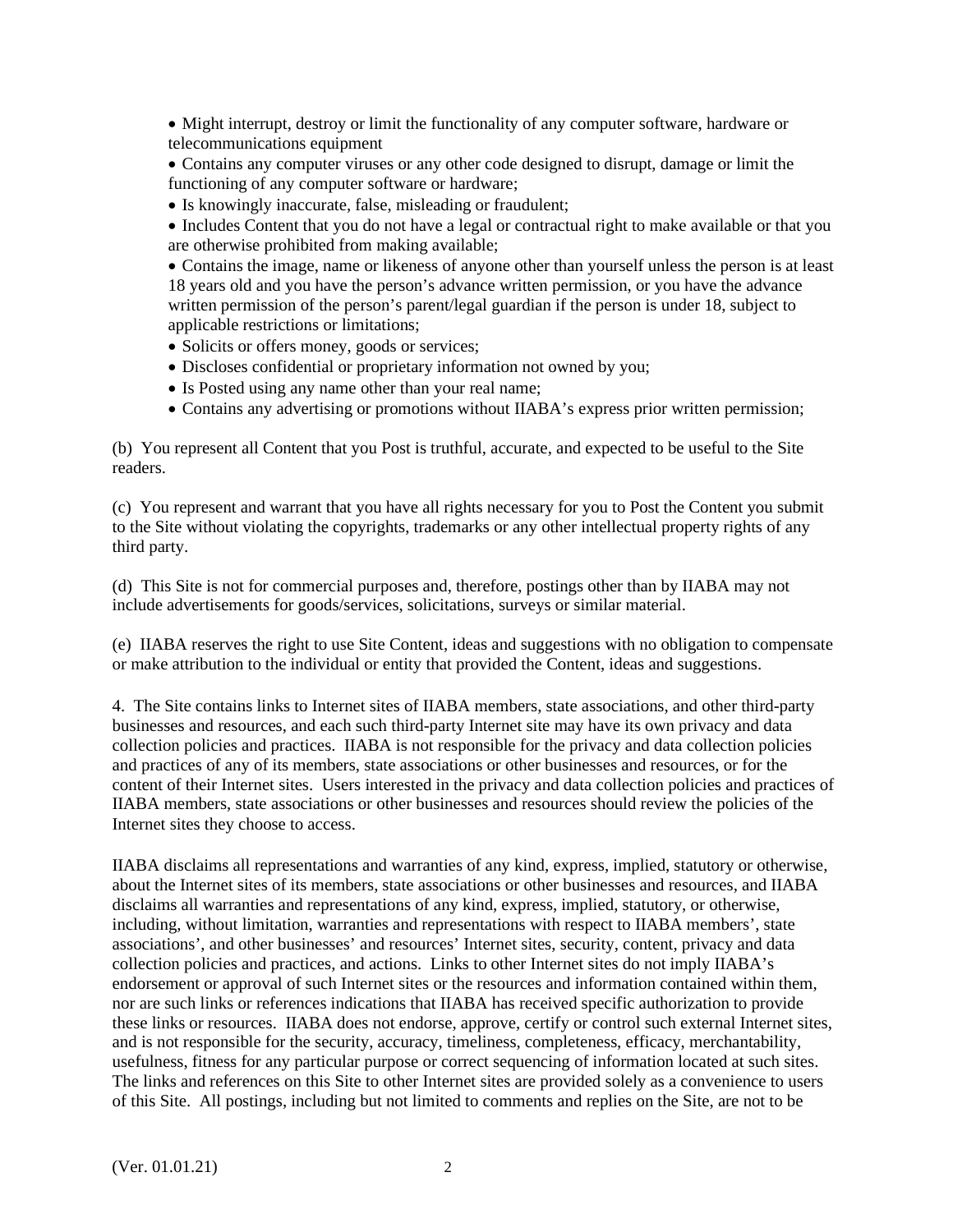- Might interrupt, destroy or limit the functionality of any computer software, hardware or telecommunications equipment
- Contains any computer viruses or any other code designed to disrupt, damage or limit the functioning of any computer software or hardware;
- Is knowingly inaccurate, false, misleading or fraudulent;
- Includes Content that you do not have a legal or contractual right to make available or that you are otherwise prohibited from making available;
- Contains the image, name or likeness of anyone other than yourself unless the person is at least 18 years old and you have the person's advance written permission, or you have the advance written permission of the person's parent/legal guardian if the person is under 18, subject to applicable restrictions or limitations;
- Solicits or offers money, goods or services;
- Discloses confidential or proprietary information not owned by you;
- Is Posted using any name other than your real name;
- Contains any advertising or promotions without IIABA's express prior written permission;

(b) You represent all Content that you Post is truthful, accurate, and expected to be useful to the Site readers.

(c) You represent and warrant that you have all rights necessary for you to Post the Content you submit to the Site without violating the copyrights, trademarks or any other intellectual property rights of any third party.

(d) This Site is not for commercial purposes and, therefore, postings other than by IIABA may not include advertisements for goods/services, solicitations, surveys or similar material.

(e) IIABA reserves the right to use Site Content, ideas and suggestions with no obligation to compensate or make attribution to the individual or entity that provided the Content, ideas and suggestions.

4. The Site contains links to Internet sites of IIABA members, state associations, and other third-party businesses and resources, and each such third-party Internet site may have its own privacy and data collection policies and practices. IIABA is not responsible for the privacy and data collection policies and practices of any of its members, state associations or other businesses and resources, or for the content of their Internet sites. Users interested in the privacy and data collection policies and practices of IIABA members, state associations or other businesses and resources should review the policies of the Internet sites they choose to access.

IIABA disclaims all representations and warranties of any kind, express, implied, statutory or otherwise, about the Internet sites of its members, state associations or other businesses and resources, and IIABA disclaims all warranties and representations of any kind, express, implied, statutory, or otherwise, including, without limitation, warranties and representations with respect to IIABA members', state associations', and other businesses' and resources' Internet sites, security, content, privacy and data collection policies and practices, and actions. Links to other Internet sites do not imply IIABA's endorsement or approval of such Internet sites or the resources and information contained within them, nor are such links or references indications that IIABA has received specific authorization to provide these links or resources. IIABA does not endorse, approve, certify or control such external Internet sites, and is not responsible for the security, accuracy, timeliness, completeness, efficacy, merchantability, usefulness, fitness for any particular purpose or correct sequencing of information located at such sites. The links and references on this Site to other Internet sites are provided solely as a convenience to users of this Site. All postings, including but not limited to comments and replies on the Site, are not to be

(Ver. 01.01.21)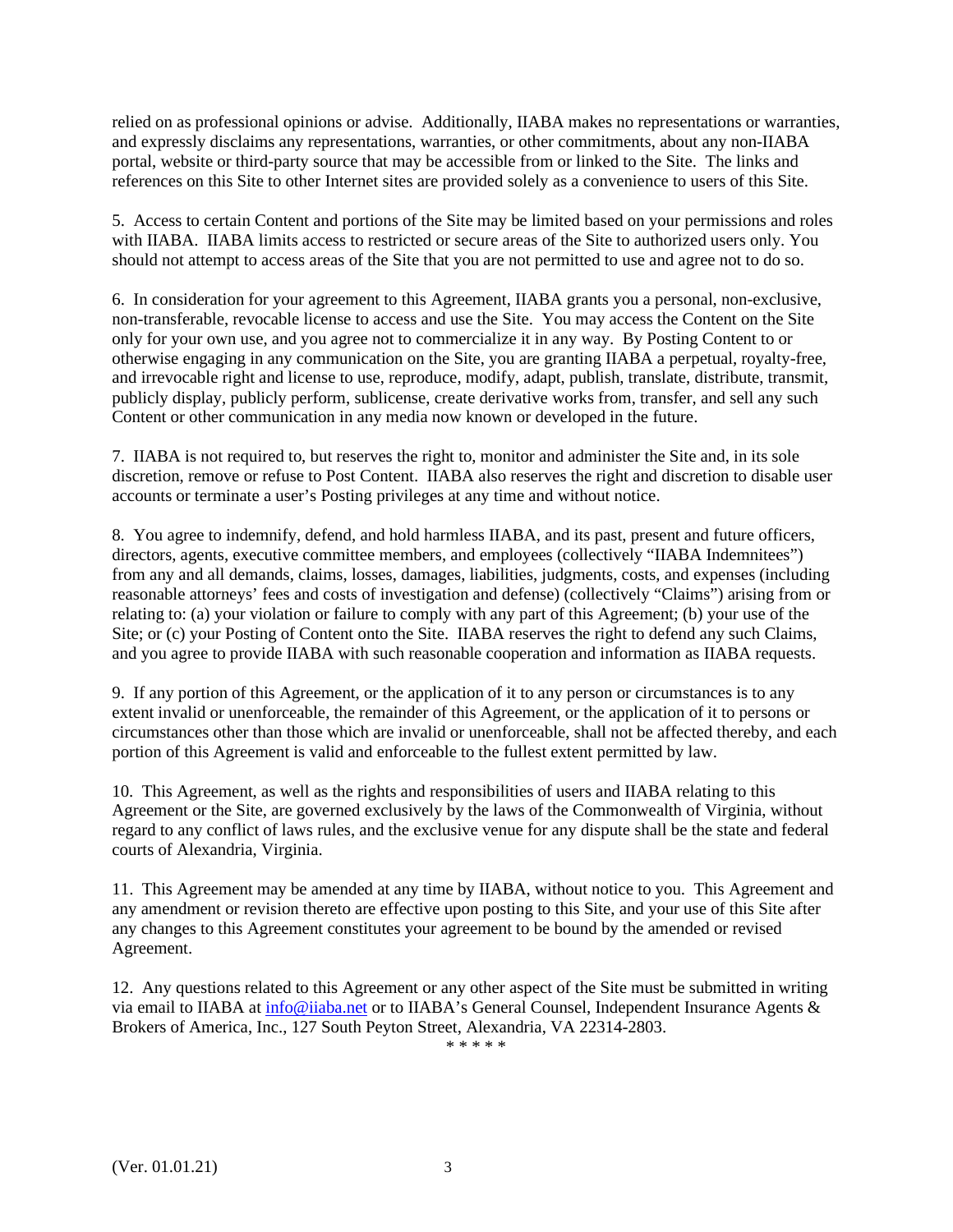relied on as professional opinions or advise. Additionally, IIABA makes no representations or warranties, and expressly disclaims any representations, warranties, or other commitments, about any non-IIABA portal, website or third-party source that may be accessible from or linked to the Site. The links and references on this Site to other Internet sites are provided solely as a convenience to users of this Site.

5. Access to certain Content and portions of the Site may be limited based on your permissions and roles with IIABA. IIABA limits access to restricted or secure areas of the Site to authorized users only. You should not attempt to access areas of the Site that you are not permitted to use and agree not to do so.

6. In consideration for your agreement to this Agreement, IIABA grants you a personal, non-exclusive, non-transferable, revocable license to access and use the Site. You may access the Content on the Site only for your own use, and you agree not to commercialize it in any way. By Posting Content to or otherwise engaging in any communication on the Site, you are granting IIABA a perpetual, royalty-free, and irrevocable right and license to use, reproduce, modify, adapt, publish, translate, distribute, transmit, publicly display, publicly perform, sublicense, create derivative works from, transfer, and sell any such Content or other communication in any media now known or developed in the future.

7. IIABA is not required to, but reserves the right to, monitor and administer the Site and, in its sole discretion, remove or refuse to Post Content. IIABA also reserves the right and discretion to disable user accounts or terminate a user's Posting privileges at any time and without notice.

8. You agree to indemnify, defend, and hold harmless IIABA, and its past, present and future officers, directors, agents, executive committee members, and employees (collectively "IIABA Indemnitees") from any and all demands, claims, losses, damages, liabilities, judgments, costs, and expenses (including reasonable attorneys' fees and costs of investigation and defense) (collectively "Claims") arising from or relating to: (a) your violation or failure to comply with any part of this Agreement; (b) your use of the Site; or (c) your Posting of Content onto the Site. IIABA reserves the right to defend any such Claims, and you agree to provide IIABA with such reasonable cooperation and information as IIABA requests.

9. If any portion of this Agreement, or the application of it to any person or circumstances is to any extent invalid or unenforceable, the remainder of this Agreement, or the application of it to persons or circumstances other than those which are invalid or unenforceable, shall not be affected thereby, and each portion of this Agreement is valid and enforceable to the fullest extent permitted by law.

10. This Agreement, as well as the rights and responsibilities of users and IIABA relating to this Agreement or the Site, are governed exclusively by the laws of the Commonwealth of Virginia, without regard to any conflict of laws rules, and the exclusive venue for any dispute shall be the state and federal courts of Alexandria, Virginia.

11. This Agreement may be amended at any time by IIABA, without notice to you. This Agreement and any amendment or revision thereto are effective upon posting to this Site, and your use of this Site after any changes to this Agreement constitutes your agreement to be bound by the amended or revised Agreement.

12. Any questions related to this Agreement or any other aspect of the Site must be submitted in writing via email to IIABA at [info@iiaba.net](mailto:info@iiaba.net) or to IIABA's General Counsel, Independent Insurance Agents & Brokers of America, Inc., 127 South Peyton Street, Alexandria, VA 22314-2803.

\* \* \* \* \*

(Ver. 01.01.21)